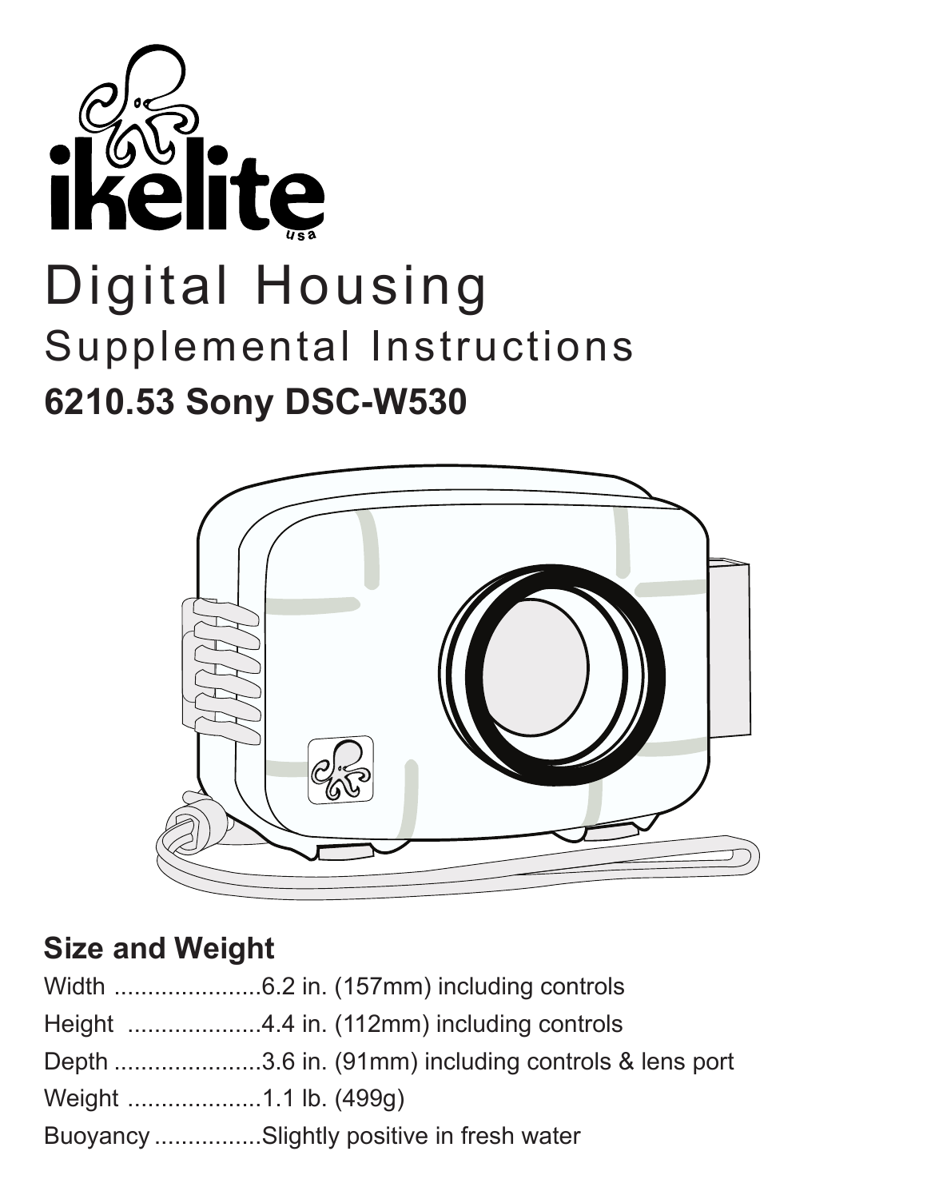# Digital Housing

## Supplemental Instructions

## 6210.53 Sony DSC-W530

### Size and Weight

Width ......................6.2 in. (157mm) including controls

Height ....................4.4 in. (112mm) including controls

Depth ......................3.6 in. (91mm) including controls & lens port

Weight ....................1.1 lb. (499g)

Buoyancy ................Slightly positive in fresh water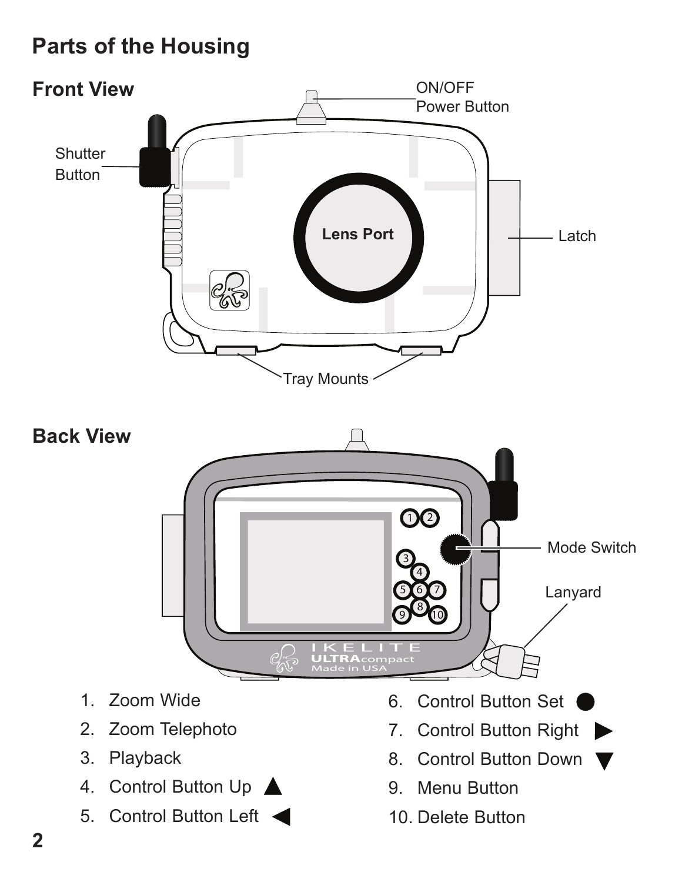# Parts of the Housing

## Front View

ON/OFF
Power Button

Shutter
Button

Lens Port

Latch

Tray Mounts

## Back View

Mode Switch

Lanyard

IKELITE
ULTRAcompact
Made in USA

1. Zoom Wide
2. Zoom Telephoto
3. Playback
4. Control Button Up ▲
5. Control Button Left ◀
6. Control Button Set ●
7. Control Button Right ▶
8. Control Button Down ▼
9. Menu Button
10. Delete Button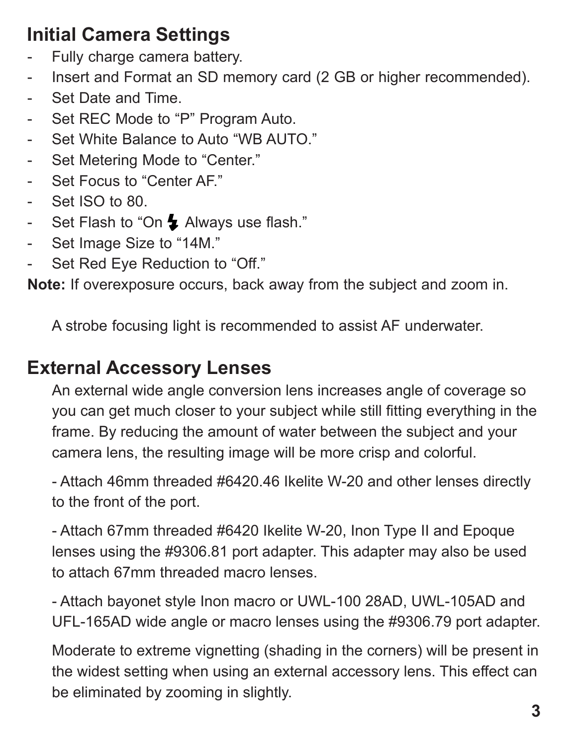## Initial Camera Settings

- Fully charge camera battery.
- Insert and Format an SD memory card (2 GB or higher recommended).
- Set Date and Time.
- Set REC Mode to “P” Program Auto.
- Set White Balance to Auto “WB AUTO.”
- Set Metering Mode to “Center.”
- Set Focus to “Center AF.”
- Set ISO to 80.
- Set Flash to “On ⚡ Always use flash.”
- Set Image Size to “14M.”
- Set Red Eye Reduction to “Off.”

**Note:** If overexposure occurs, back away from the subject and zoom in.

A strobe focusing light is recommended to assist AF underwater.

## External Accessory Lenses

An external wide angle conversion lens increases angle of coverage so you can get much closer to your subject while still fitting everything in the frame. By reducing the amount of water between the subject and your camera lens, the resulting image will be more crisp and colorful.

- Attach 46mm threaded #6420.46 Ikelite W-20 and other lenses directly to the front of the port.

- Attach 67mm threaded #6420 Ikelite W-20, Inon Type II and Epoque lenses using the #9306.81 port adapter. This adapter may also be used to attach 67mm threaded macro lenses.

- Attach bayonet style Inon macro or UWL-100 28AD, UWL-105AD and UFL-165AD wide angle or macro lenses using the #9306.79 port adapter.

Moderate to extreme vignetting (shading in the corners) will be present in the widest setting when using an external accessory lens. This effect can be eliminated by zooming in slightly.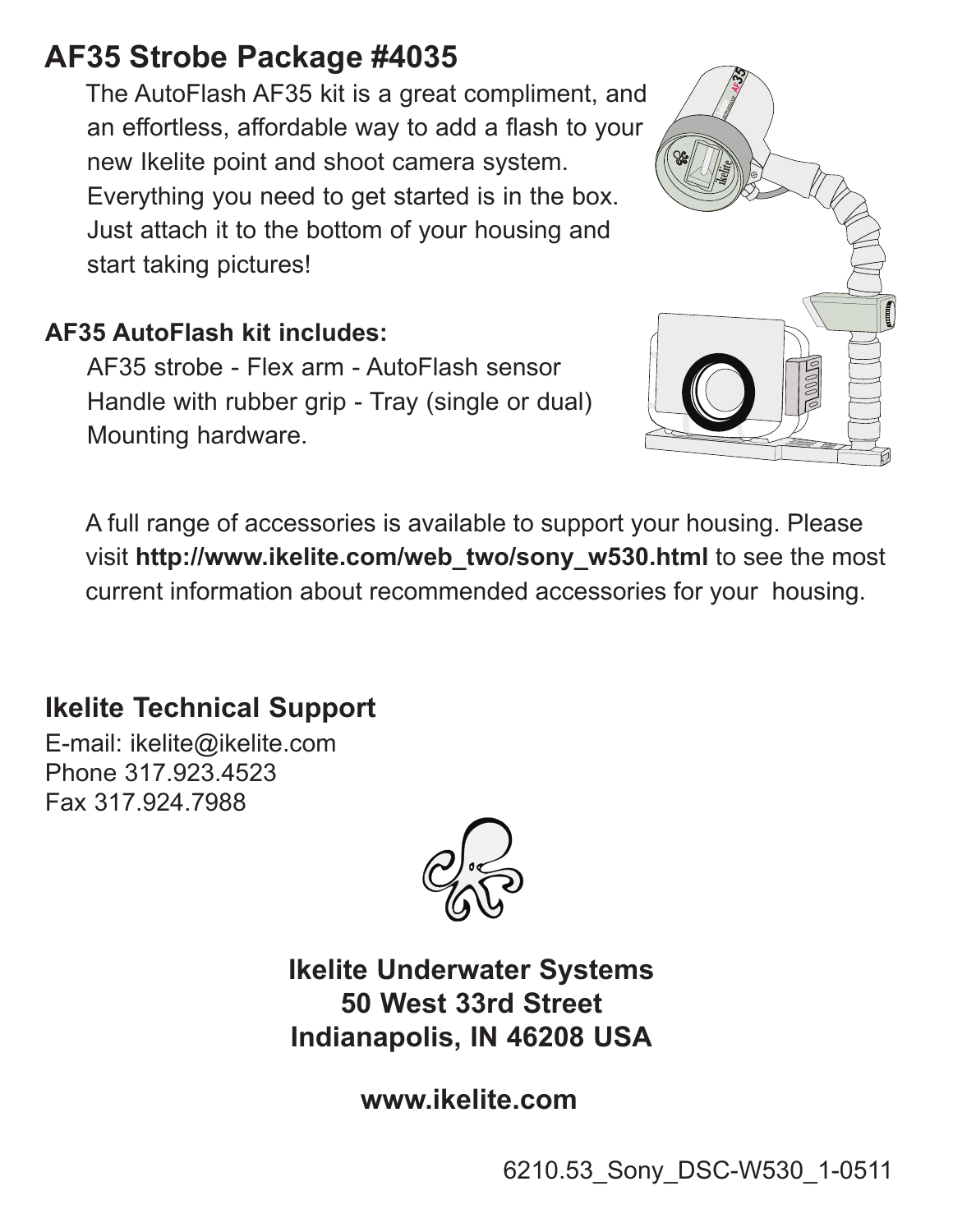## AF35 Strobe Package #4035

The AutoFlash AF35 kit is a great compliment, and an effortless, affordable way to add a flash to your new Ikelite point and shoot camera system. Everything you need to get started is in the box. Just attach it to the bottom of your housing and start taking pictures!

**AF35 AutoFlash kit includes:**

AF35 strobe - Flex arm - AutoFlash sensor
Handle with rubber grip - Tray (single or dual)
Mounting hardware.

A full range of accessories is available to support your housing. Please visit **http://www.ikelite.com/web_two/sony_w530.html** to see the most current information about recommended accessories for your housing.

## Ikelite Technical Support

E-mail: ikelite@ikelite.com
Phone 317.923.4523
Fax 317.924.7988

**Ikelite Underwater Systems**
**50 West 33rd Street**
**Indianapolis, IN 46208 USA**

**www.ikelite.com**

6210.53_Sony_DSC-W530_1-0511